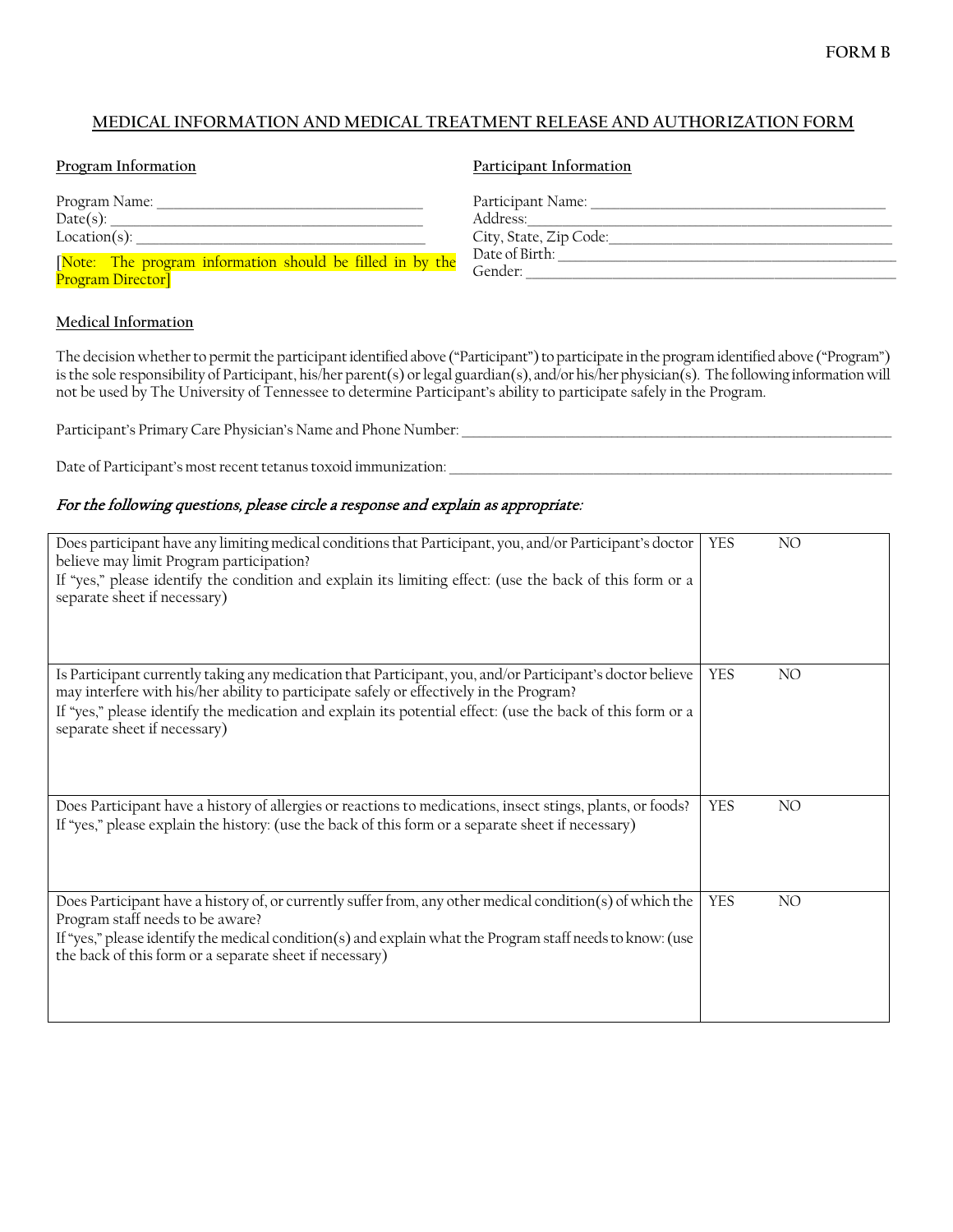FORM B

## MEDICAL INFORMATION AND MEDICAL TREATMENT RELEASE AND AUTHORIZATION FORM

**Program Information**

Program Name: ______________________________________
Date(s): ___________________________________________
Location(s): ________________________________________

[Note: The program information should be filled in by the Program Director]

**Participant Information**

Participant Name: __________________________________________
Address:___________________________________________________
City, State, Zip Code:_______________________________________
Date of Birth: ______________________________________________
Gender: ___________________________________________________

**Medical Information**

The decision whether to permit the participant identified above ("Participant") to participate in the program identified above ("Program") is the sole responsibility of Participant, his/her parent(s) or legal guardian(s), and/or his/her physician(s). The following information will not be used by The University of Tennessee to determine Participant's ability to participate safely in the Program.

Participant's Primary Care Physician's Name and Phone Number: ___________________________________________________________________

Date of Participant's most recent tetanus toxoid immunization: ___________________________________________________________________

*For the following questions, please circle a response and explain as appropriate:*

| Question | | |
|---|---|---|
| Does participant have any limiting medical conditions that Participant, you, and/or Participant's doctor believe may limit Program participation?<br>If "yes," please identify the condition and explain its limiting effect: (use the back of this form or a separate sheet if necessary) | YES | NO |
| Is Participant currently taking any medication that Participant, you, and/or Participant's doctor believe may interfere with his/her ability to participate safely or effectively in the Program?<br>If "yes," please identify the medication and explain its potential effect: (use the back of this form or a separate sheet if necessary) | YES | NO |
| Does Participant have a history of allergies or reactions to medications, insect stings, plants, or foods?<br>If "yes," please explain the history: (use the back of this form or a separate sheet if necessary) | YES | NO |
| Does Participant have a history of, or currently suffer from, any other medical condition(s) of which the Program staff needs to be aware?<br>If "yes," please identify the medical condition(s) and explain what the Program staff needs to know: (use the back of this form or a separate sheet if necessary) | YES | NO |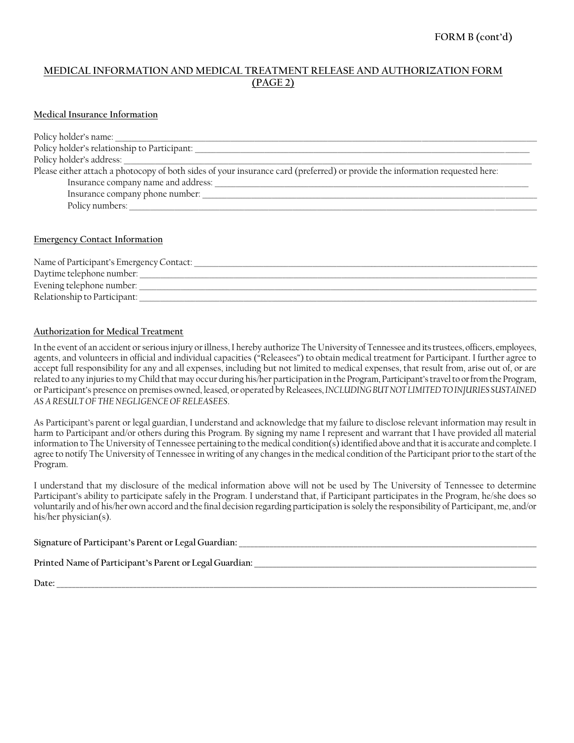FORM B (cont'd)

## MEDICAL INFORMATION AND MEDICAL TREATMENT RELEASE AND AUTHORIZATION FORM (PAGE 2)

### Medical Insurance Information

Policy holder's name: ______________________________________________

Policy holder's relationship to Participant: ______________________________________________

Policy holder's address: ______________________________________________

Please either attach a photocopy of both sides of your insurance card (preferred) or provide the information requested here:

Insurance company name and address: ______________________________________________

Insurance company phone number: ______________________________________________

Policy numbers: ______________________________________________

### Emergency Contact Information

Name of Participant's Emergency Contact: ______________________________________________

Daytime telephone number: ______________________________________________

Evening telephone number: ______________________________________________

Relationship to Participant: ______________________________________________

### Authorization for Medical Treatment

In the event of an accident or serious injury or illness, I hereby authorize The University of Tennessee and its trustees, officers, employees, agents, and volunteers in official and individual capacities ("Releasees") to obtain medical treatment for Participant. I further agree to accept full responsibility for any and all expenses, including but not limited to medical expenses, that result from, arise out of, or are related to any injuries to my Child that may occur during his/her participation in the Program, Participant's travel to or from the Program, or Participant's presence on premises owned, leased, or operated by Releasees, *INCLUDING BUT NOT LIMITED TO INJURIES SUSTAINED AS A RESULT OF THE NEGLIGENCE OF RELEASEES*.

As Participant's parent or legal guardian, I understand and acknowledge that my failure to disclose relevant information may result in harm to Participant and/or others during this Program. By signing my name I represent and warrant that I have provided all material information to The University of Tennessee pertaining to the medical condition(s) identified above and that it is accurate and complete. I agree to notify The University of Tennessee in writing of any changes in the medical condition of the Participant prior to the start of the Program.

I understand that my disclosure of the medical information above will not be used by The University of Tennessee to determine Participant's ability to participate safely in the Program. I understand that, if Participant participates in the Program, he/she does so voluntarily and of his/her own accord and the final decision regarding participation is solely the responsibility of Participant, me, and/or his/her physician(s).

**Signature of Participant's Parent or Legal Guardian:** ______________________________________________

**Printed Name of Participant's Parent or Legal Guardian:** ______________________________________________

**Date:** ______________________________________________